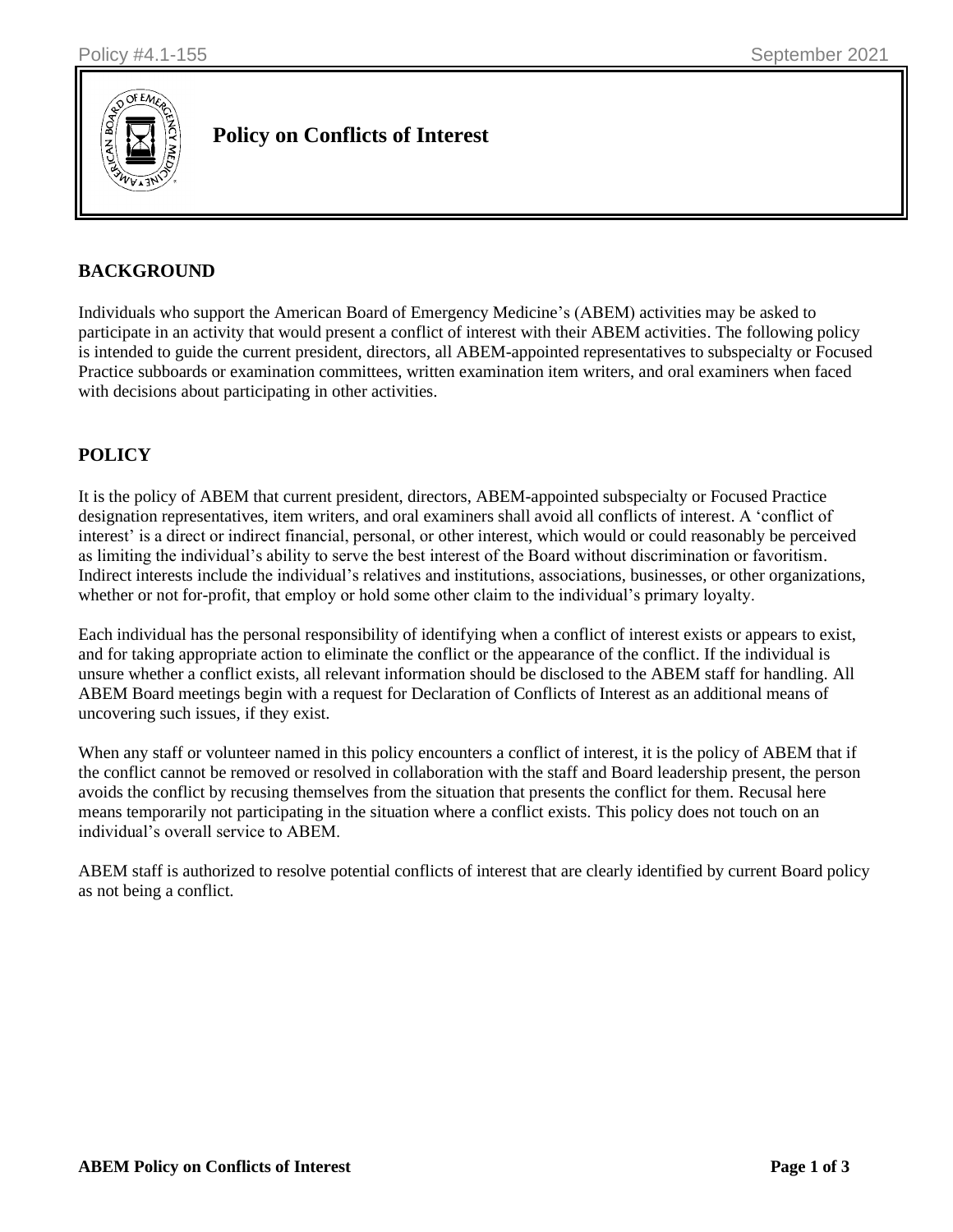# Policy on Conflicts of Interest

## BACKGROUND

Individuals who support the American Board of Emergency Medicine's (ABEM) activities may be asked to participate in an activity that would present a conflict of interest with their ABEM activities. The following policy is intended to guide the current president, directors, all ABEM-appointed representatives to subspecialty or Focused Practice subboards or examination committees, written examination item writers, and oral examiners when faced with decisions about participating in other activities.

## POLICY

It is the policy of ABEM that current president, directors, ABEM-appointed subspecialty or Focused Practice designation representatives, item writers, and oral examiners shall avoid all conflicts of interest. A 'conflict of interest' is a direct or indirect financial, personal, or other interest, which would or could reasonably be perceived as limiting the individual's ability to serve the best interest of the Board without discrimination or favoritism. Indirect interests include the individual's relatives and institutions, associations, businesses, or other organizations, whether or not for-profit, that employ or hold some other claim to the individual's primary loyalty.

Each individual has the personal responsibility of identifying when a conflict of interest exists or appears to exist, and for taking appropriate action to eliminate the conflict or the appearance of the conflict. If the individual is unsure whether a conflict exists, all relevant information should be disclosed to the ABEM staff for handling. All ABEM Board meetings begin with a request for Declaration of Conflicts of Interest as an additional means of uncovering such issues, if they exist.

When any staff or volunteer named in this policy encounters a conflict of interest, it is the policy of ABEM that if the conflict cannot be removed or resolved in collaboration with the staff and Board leadership present, the person avoids the conflict by recusing themselves from the situation that presents the conflict for them. Recusal here means temporarily not participating in the situation where a conflict exists. This policy does not touch on an individual's overall service to ABEM.

ABEM staff is authorized to resolve potential conflicts of interest that are clearly identified by current Board policy as not being a conflict.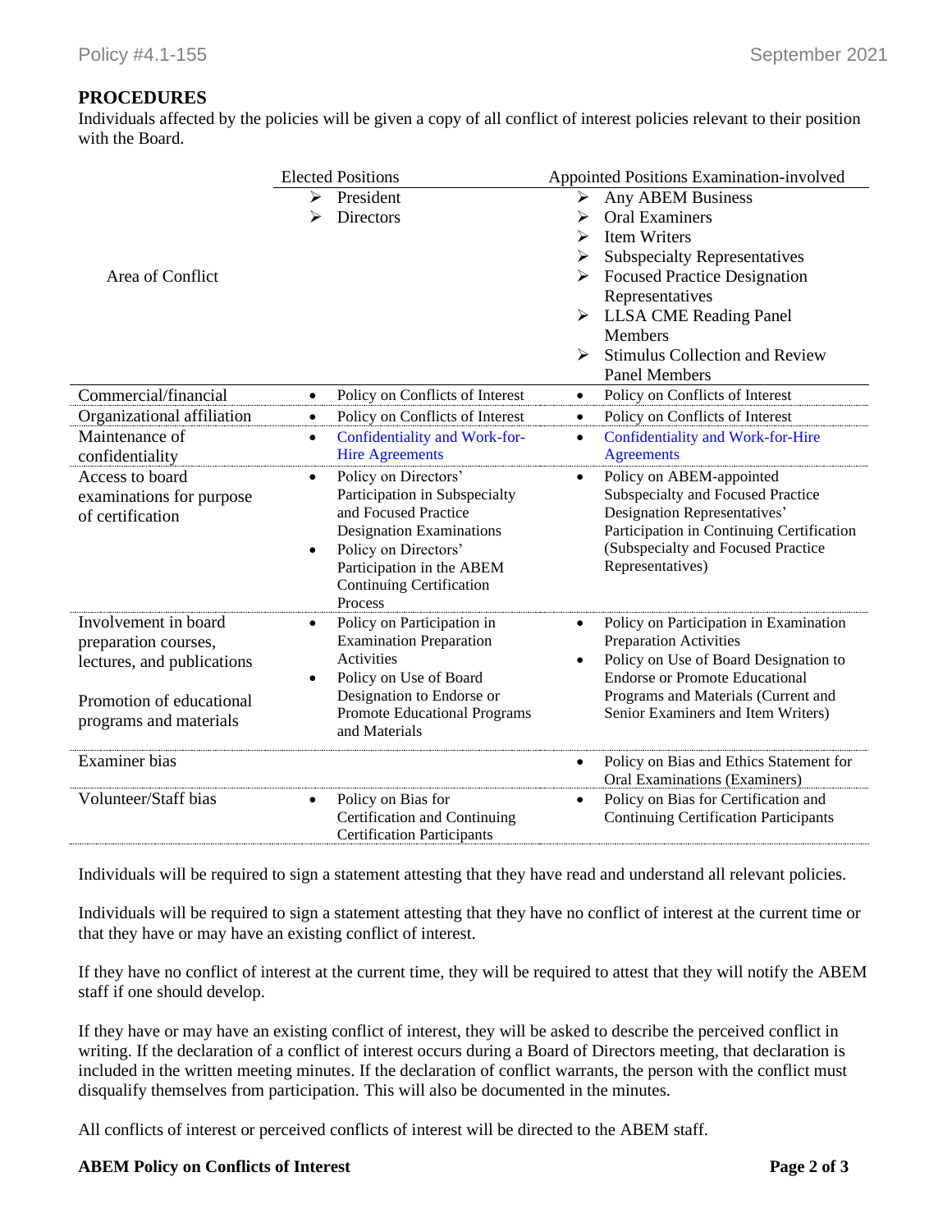## PROCEDURES

Individuals affected by the policies will be given a copy of all conflict of interest policies relevant to their position with the Board.

| Area of Conflict | Elected Positions<br>➢ President<br>➢ Directors | Appointed Positions Examination-involved<br>➢ Any ABEM Business<br>➢ Oral Examiners<br>➢ Item Writers<br>➢ Subspecialty Representatives<br>➢ Focused Practice Designation Representatives<br>➢ LLSA CME Reading Panel Members<br>➢ Stimulus Collection and Review Panel Members |
|---|---|---|
| Commercial/financial | • Policy on Conflicts of Interest | • Policy on Conflicts of Interest |
| Organizational affiliation | • Policy on Conflicts of Interest | • Policy on Conflicts of Interest |
| Maintenance of confidentiality | • Confidentiality and Work-for-Hire Agreements | • Confidentiality and Work-for-Hire Agreements |
| Access to board examinations for purpose of certification | • Policy on Directors' Participation in Subspecialty and Focused Practice Designation Examinations<br>• Policy on Directors' Participation in the ABEM Continuing Certification Process | • Policy on ABEM-appointed Subspecialty and Focused Practice Designation Representatives' Participation in Continuing Certification (Subspecialty and Focused Practice Representatives) |
| Involvement in board preparation courses, lectures, and publications<br><br>Promotion of educational programs and materials | • Policy on Participation in Examination Preparation Activities<br>• Policy on Use of Board Designation to Endorse or Promote Educational Programs and Materials | • Policy on Participation in Examination Preparation Activities<br>• Policy on Use of Board Designation to Endorse or Promote Educational Programs and Materials (Current and Senior Examiners and Item Writers) |
| Examiner bias | | • Policy on Bias and Ethics Statement for Oral Examinations (Examiners) |
| Volunteer/Staff bias | • Policy on Bias for Certification and Continuing Certification Participants | • Policy on Bias for Certification and Continuing Certification Participants |

Individuals will be required to sign a statement attesting that they have read and understand all relevant policies.

Individuals will be required to sign a statement attesting that they have no conflict of interest at the current time or that they have or may have an existing conflict of interest.

If they have no conflict of interest at the current time, they will be required to attest that they will notify the ABEM staff if one should develop.

If they have or may have an existing conflict of interest, they will be asked to describe the perceived conflict in writing. If the declaration of a conflict of interest occurs during a Board of Directors meeting, that declaration is included in the written meeting minutes. If the declaration of conflict warrants, the person with the conflict must disqualify themselves from participation. This will also be documented in the minutes.

All conflicts of interest or perceived conflicts of interest will be directed to the ABEM staff.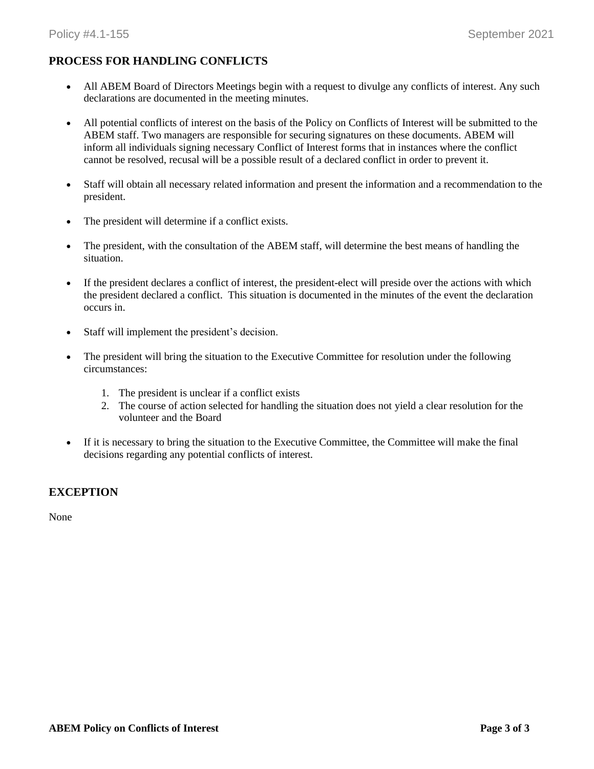## PROCESS FOR HANDLING CONFLICTS

- All ABEM Board of Directors Meetings begin with a request to divulge any conflicts of interest. Any such declarations are documented in the meeting minutes.
- All potential conflicts of interest on the basis of the Policy on Conflicts of Interest will be submitted to the ABEM staff. Two managers are responsible for securing signatures on these documents. ABEM will inform all individuals signing necessary Conflict of Interest forms that in instances where the conflict cannot be resolved, recusal will be a possible result of a declared conflict in order to prevent it.
- Staff will obtain all necessary related information and present the information and a recommendation to the president.
- The president will determine if a conflict exists.
- The president, with the consultation of the ABEM staff, will determine the best means of handling the situation.
- If the president declares a conflict of interest, the president-elect will preside over the actions with which the president declared a conflict. This situation is documented in the minutes of the event the declaration occurs in.
- Staff will implement the president's decision.
- The president will bring the situation to the Executive Committee for resolution under the following circumstances:
    1. The president is unclear if a conflict exists
    2. The course of action selected for handling the situation does not yield a clear resolution for the volunteer and the Board
- If it is necessary to bring the situation to the Executive Committee, the Committee will make the final decisions regarding any potential conflicts of interest.

## EXCEPTION

None